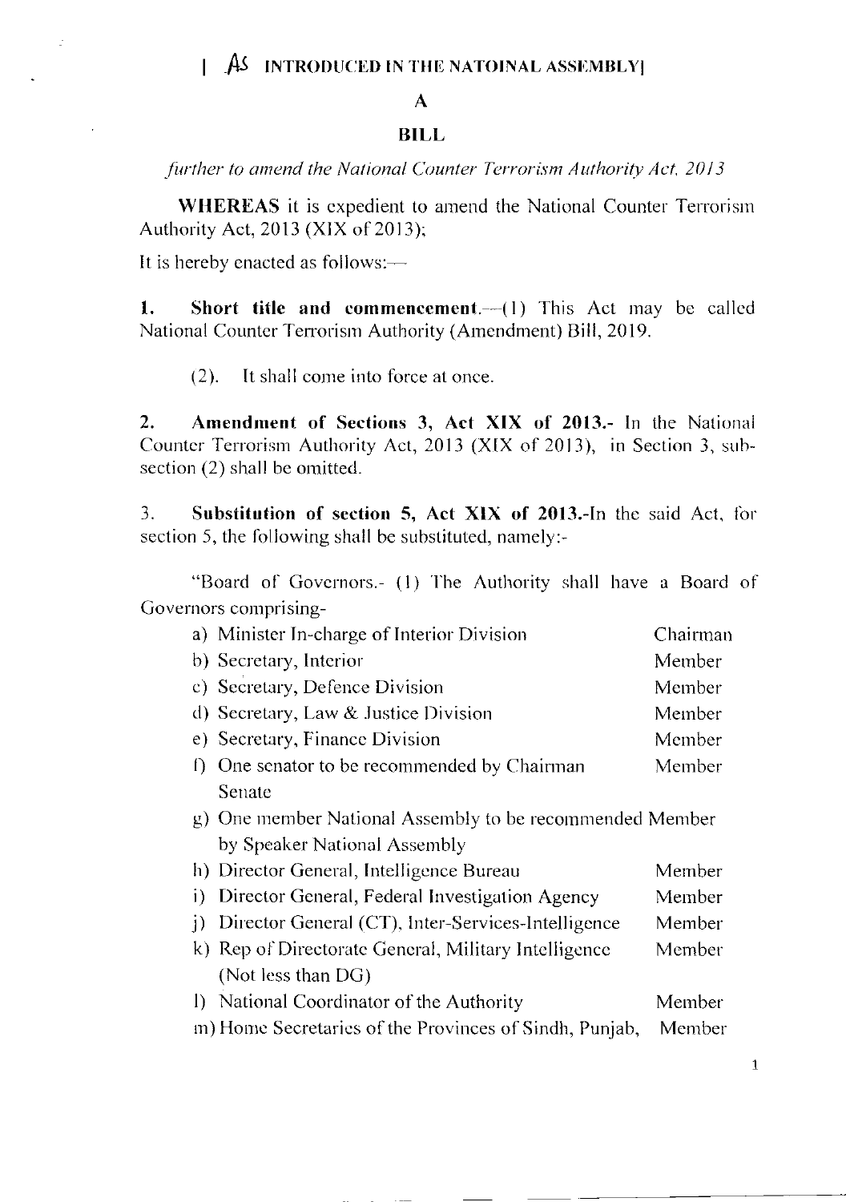[ As INTRODUCED IN THE NATOINAL ASSEMBLY]

# A

# BILL

*further to amend the National Counter Terrorism Authority Act, 2013*

**WHEREAS** it is expedient to amend the National Counter Terrorism Authority Act, 2013 (XIX of 2013);

It is hereby enacted as follows:—

**1. Short title and commencement.**—(1) This Act may be called National Counter Terrorism Authority (Amendment) Bill, 2019.

(2). It shall come into force at once.

**2. Amendment of Sections 3, Act XIX of 2013.**- In the National Counter Terrorism Authority Act, 2013 (XIX of 2013), in Section 3, sub-section (2) shall be omitted.

3. **Substitution of section 5, Act XIX of 2013.**-In the said Act, for section 5, the following shall be substituted, namely:-

"Board of Governors.- (1) The Authority shall have a Board of Governors comprising-

| | |
|---|---|
| a) Minister In-charge of Interior Division | Chairman |
| b) Secretary, Interior | Member |
| c) Secretary, Defence Division | Member |
| d) Secretary, Law & Justice Division | Member |
| e) Secretary, Finance Division | Member |
| f) One senator to be recommended by Chairman Senate | Member |
| g) One member National Assembly to be recommended by Speaker National Assembly | Member |
| h) Director General, Intelligence Bureau | Member |
| i) Director General, Federal Investigation Agency | Member |
| j) Director General (CT), Inter-Services-Intelligence | Member |
| k) Rep of Directorate General, Military Intelligence (Not less than DG) | Member |
| l) National Coordinator of the Authority | Member |
| m) Home Secretaries of the Provinces of Sindh, Punjab, | Member |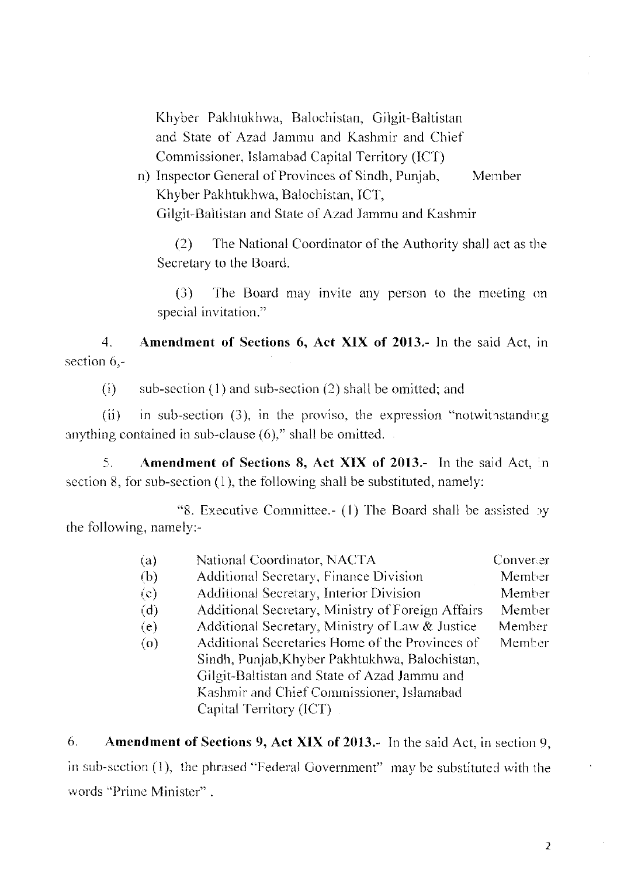Khyber Pakhtukhwa, Balochistan, Gilgit-Baltistan and State of Azad Jammu and Kashmir and Chief Commissioner, Islamabad Capital Territory (ICT)

n) Inspector General of Provinces of Sindh, Punjab, Khyber Pakhtukhwa, Balochistan, ICT, Gilgit-Baltistan and State of Azad Jammu and Kashmir — Member

(2) The National Coordinator of the Authority shall act as the Secretary to the Board.

(3) The Board may invite any person to the meeting on special invitation."

4. **Amendment of Sections 6, Act XIX of 2013.-** In the said Act, in section 6,-

(i) sub-section (1) and sub-section (2) shall be omitted; and

(ii) in sub-section (3), in the proviso, the expression "notwithstanding anything contained in sub-clause (6)," shall be omitted.

5. **Amendment of Sections 8, Act XIX of 2013.-** In the said Act, in section 8, for sub-section (1), the following shall be substituted, namely:

"8. Executive Committee.- (1) The Board shall be assisted by the following, namely:-

| | | |
|---|---|---|
| (a) | National Coordinator, NACTA | Convener |
| (b) | Additional Secretary, Finance Division | Member |
| (c) | Additional Secretary, Interior Division | Member |
| (d) | Additional Secretary, Ministry of Foreign Affairs | Member |
| (e) | Additional Secretary, Ministry of Law & Justice | Member |
| (o) | Additional Secretaries Home of the Provinces of Sindh, Punjab,Khyber Pakhtukhwa, Balochistan, Gilgit-Baltistan and State of Azad Jammu and Kashmir and Chief Commissioner, Islamabad Capital Territory (ICT) | Member |

6. **Amendment of Sections 9, Act XIX of 2013.-** In the said Act, in section 9, in sub-section (1), the phrased "Federal Government" may be substituted with the words "Prime Minister".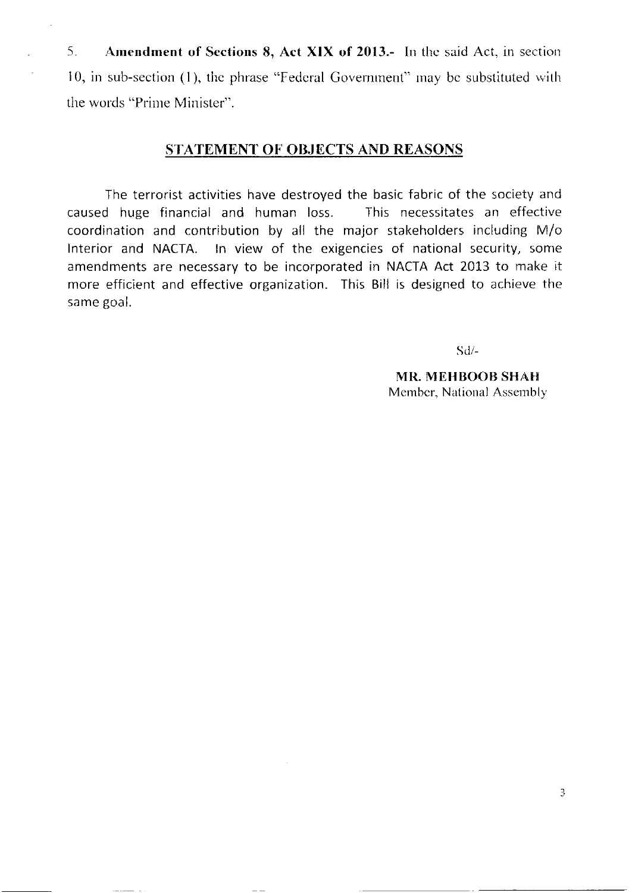5. **Amendment of Sections 8, Act XIX of 2013.-** In the said Act, in section 10, in sub-section (1), the phrase "Federal Government" may be substituted with the words "Prime Minister".

## STATEMENT OF OBJECTS AND REASONS

The terrorist activities have destroyed the basic fabric of the society and caused huge financial and human loss. This necessitates an effective coordination and contribution by all the major stakeholders including M/o Interior and NACTA. In view of the exigencies of national security, some amendments are necessary to be incorporated in NACTA Act 2013 to make it more efficient and effective organization. This Bill is designed to achieve the same goal.

Sd/-

**MR. MEHBOOB SHAH**
Member, National Assembly